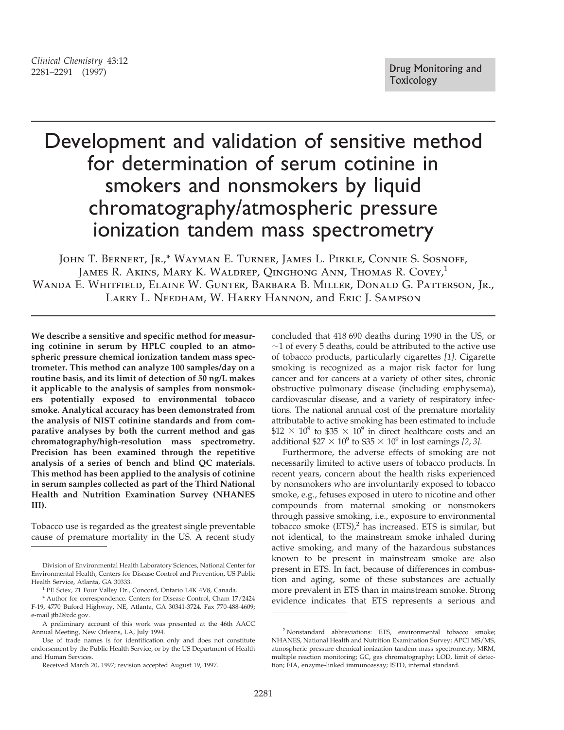Drug Monitoring and Toxicology

# Development and validation of sensitive method for determination of serum cotinine in smokers and nonsmokers by liquid chromatography/atmospheric pressure ionization tandem mass spectrometry

John T. Bernert, Jr.,* Wayman E. Turner, James L. Pirkle, Connie S. Sosnoff, James R. Akins, Mary K. Waldrep, Qinghong Ann, Thomas R. Covey,[1] Wanda E. Whitfield, Elaine W. Gunter, Barbara B. Miller, Donald G. Patterson, Jr., Larry L. Needham, W. Harry Hannon, and Eric J. Sampson

**We describe a sensitive and specific method for measuring cotinine in serum by HPLC coupled to an atmospheric pressure chemical ionization tandem mass spectrometer. This method can analyze 100 samples/day on a routine basis, and its limit of detection of 50 ng/L makes it applicable to the analysis of samples from nonsmokers potentially exposed to environmental tobacco smoke. Analytical accuracy has been demonstrated from the analysis of NIST cotinine standards and from comparative analyses by both the current method and gas chromatography/high-resolution mass spectrometry. Precision has been examined through the repetitive analysis of a series of bench and blind QC materials. This method has been applied to the analysis of cotinine in serum samples collected as part of the Third National Health and Nutrition Examination Survey (NHANES III).**

Tobacco use is regarded as the greatest single preventable cause of premature mortality in the US. A recent study concluded that 418 690 deaths during 1990 in the US, or ~1 of every 5 deaths, could be attributed to the active use of tobacco products, particularly cigarettes *[1]*. Cigarette smoking is recognized as a major risk factor for lung cancer and for cancers at a variety of other sites, chronic obstructive pulmonary disease (including emphysema), cardiovascular disease, and a variety of respiratory infections. The national annual cost of the premature mortality attributable to active smoking has been estimated to include $\$12 \times 10^9$ to $\$35 \times 10^9$ in direct healthcare costs and an additional $\$27 \times 10^9$ to $\$35 \times 10^9$ in lost earnings *[2, 3]*.

Furthermore, the adverse effects of smoking are not necessarily limited to active users of tobacco products. In recent years, concern about the health risks experienced by nonsmokers who are involuntarily exposed to tobacco smoke, e.g., fetuses exposed in utero to nicotine and other compounds from maternal smoking or nonsmokers through passive smoking, i.e., exposure to environmental tobacco smoke (ETS),[2] has increased. ETS is similar, but not identical, to the mainstream smoke inhaled during active smoking, and many of the hazardous substances known to be present in mainstream smoke are also present in ETS. In fact, because of differences in combustion and aging, some of these substances are actually more prevalent in ETS than in mainstream smoke. Strong evidence indicates that ETS represents a serious and

---

Division of Environmental Health Laboratory Sciences, National Center for Environmental Health, Centers for Disease Control and Prevention, US Public Health Service, Atlanta, GA 30333.

[1] PE Sciex, 71 Four Valley Dr., Concord, Ontario L4K 4V8, Canada.

\* Author for correspondence. Centers for Disease Control, Cham 17/2424 F-19, 4770 Buford Highway, NE, Atlanta, GA 30341-3724. Fax 770-488-4609; e-mail jtb2@cdc.gov.

A preliminary account of this work was presented at the 46th AACC Annual Meeting, New Orleans, LA, July 1994.

Use of trade names is for identification only and does not constitute endorsement by the Public Health Service, or by the US Department of Health and Human Services.

Received March 20, 1997; revision accepted August 19, 1997.

[2] Nonstandard abbreviations: ETS, environmental tobacco smoke; NHANES, National Health and Nutrition Examination Survey; APCI MS/MS, atmospheric pressure chemical ionization tandem mass spectrometry; MRM, multiple reaction monitoring; GC, gas chromatography; LOD, limit of detection; EIA, enzyme-linked immunoassay; ISTD, internal standard.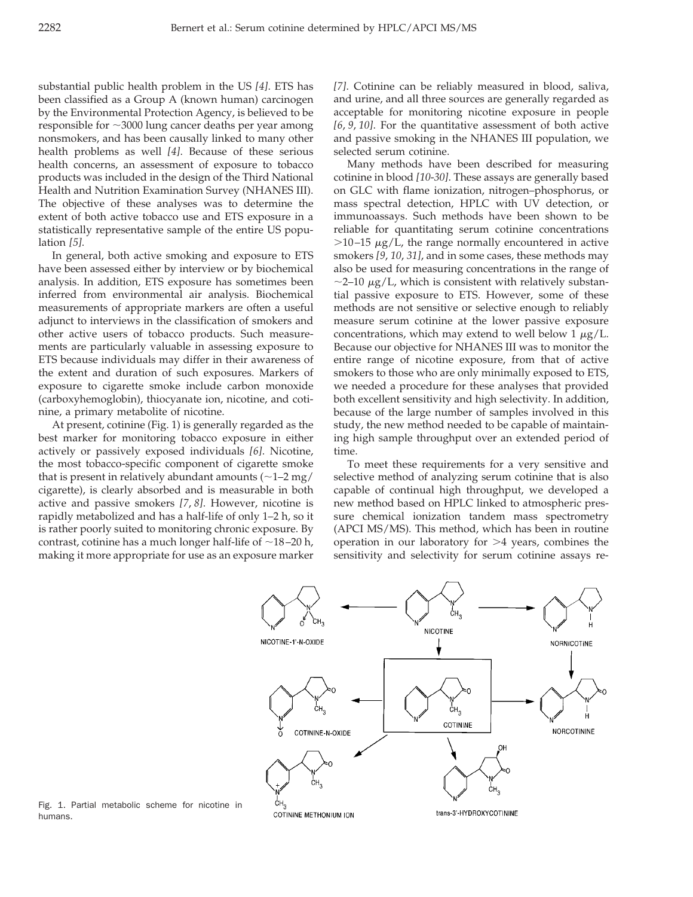substantial public health problem in the US [4]. ETS has been classified as a Group A (known human) carcinogen by the Environmental Protection Agency, is believed to be responsible for ~3000 lung cancer deaths per year among nonsmokers, and has been causally linked to many other health problems as well [4]. Because of these serious health concerns, an assessment of exposure to tobacco products was included in the design of the Third National Health and Nutrition Examination Survey (NHANES III). The objective of these analyses was to determine the extent of both active tobacco use and ETS exposure in a statistically representative sample of the entire US population [5].

In general, both active smoking and exposure to ETS have been assessed either by interview or by biochemical analysis. In addition, ETS exposure has sometimes been inferred from environmental air analysis. Biochemical measurements of appropriate markers are often a useful adjunct to interviews in the classification of smokers and other active users of tobacco products. Such measurements are particularly valuable in assessing exposure to ETS because individuals may differ in their awareness of the extent and duration of such exposures. Markers of exposure to cigarette smoke include carbon monoxide (carboxyhemoglobin), thiocyanate ion, nicotine, and cotinine, a primary metabolite of nicotine.

At present, cotinine (Fig. 1) is generally regarded as the best marker for monitoring tobacco exposure in either actively or passively exposed individuals [6]. Nicotine, the most tobacco-specific component of cigarette smoke that is present in relatively abundant amounts (~1–2 mg/cigarette), is clearly absorbed and is measurable in both active and passive smokers [7, 8]. However, nicotine is rapidly metabolized and has a half-life of only 1–2 h, so it is rather poorly suited to monitoring chronic exposure. By contrast, cotinine has a much longer half-life of ~18–20 h, making it more appropriate for use as an exposure marker [7]. Cotinine can be reliably measured in blood, saliva, and urine, and all three sources are generally regarded as acceptable for monitoring nicotine exposure in people [6, 9, 10]. For the quantitative assessment of both active and passive smoking in the NHANES III population, we selected serum cotinine.

Many methods have been described for measuring cotinine in blood [10-30]. These assays are generally based on GLC with flame ionization, nitrogen–phosphorus, or mass spectral detection, HPLC with UV detection, or immunoassays. Such methods have been shown to be reliable for quantitating serum cotinine concentrations >10–15 μg/L, the range normally encountered in active smokers [9, 10, 31], and in some cases, these methods may also be used for measuring concentrations in the range of ~2–10 μg/L, which is consistent with relatively substantial passive exposure to ETS. However, some of these methods are not sensitive or selective enough to reliably measure serum cotinine at the lower passive exposure concentrations, which may extend to well below 1 μg/L. Because our objective for NHANES III was to monitor the entire range of nicotine exposure, from that of active smokers to those who are only minimally exposed to ETS, we needed a procedure for these analyses that provided both excellent sensitivity and high selectivity. In addition, because of the large number of samples involved in this study, the new method needed to be capable of maintaining high sample throughput over an extended period of time.

To meet these requirements for a very sensitive and selective method of analyzing serum cotinine that is also capable of continual high throughput, we developed a new method based on HPLC linked to atmospheric pressure chemical ionization tandem mass spectrometry (APCI MS/MS). This method, which has been in routine operation in our laboratory for >4 years, combines the sensitivity and selectivity for serum cotinine assays re-

NICOTINE-1'-N-OXIDE, NICOTINE, NORNICOTINE, COTININE-N-OXIDE, COTININE, NORCOTININE, COTININE METHONIUM ION, trans-3'-HYDROXYCOTININE

Fig. 1. Partial metabolic scheme for nicotine in humans.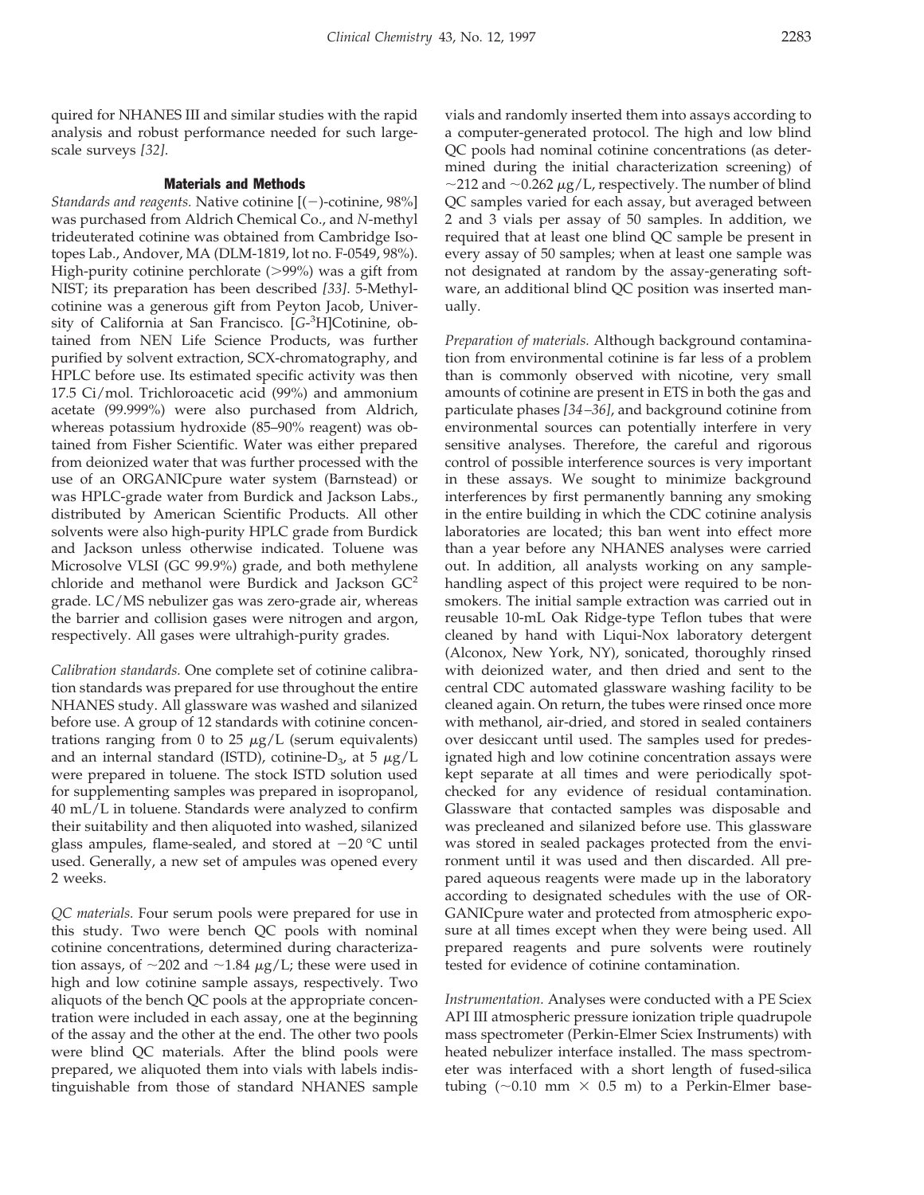quired for NHANES III and similar studies with the rapid analysis and robust performance needed for such large-scale surveys [32].

## Materials and Methods

*Standards and reagents.* Native cotinine [(−)-cotinine, 98%] was purchased from Aldrich Chemical Co., and *N*-methyl trideuterated cotinine was obtained from Cambridge Isotopes Lab., Andover, MA (DLM-1819, lot no. F-0549, 98%). High-purity cotinine perchlorate (>99%) was a gift from NIST; its preparation has been described [33]. 5-Methylcotinine was a generous gift from Peyton Jacob, University of California at San Francisco. [*G*-$^3$H]Cotinine, obtained from NEN Life Science Products, was further purified by solvent extraction, SCX-chromatography, and HPLC before use. Its estimated specific activity was then 17.5 Ci/mol. Trichloroacetic acid (99%) and ammonium acetate (99.999%) were also purchased from Aldrich, whereas potassium hydroxide (85–90% reagent) was obtained from Fisher Scientific. Water was either prepared from deionized water that was further processed with the use of an ORGANICpure water system (Barnstead) or was HPLC-grade water from Burdick and Jackson Labs., distributed by American Scientific Products. All other solvents were also high-purity HPLC grade from Burdick and Jackson unless otherwise indicated. Toluene was Microsolve VLSI (GC 99.9%) grade, and both methylene chloride and methanol were Burdick and Jackson GC[2] grade. LC/MS nebulizer gas was zero-grade air, whereas the barrier and collision gases were nitrogen and argon, respectively. All gases were ultrahigh-purity grades.

*Calibration standards.* One complete set of cotinine calibration standards was prepared for use throughout the entire NHANES study. All glassware was washed and silanized before use. A group of 12 standards with cotinine concentrations ranging from 0 to 25 μg/L (serum equivalents) and an internal standard (ISTD), cotinine-$D_3$, at 5 μg/L were prepared in toluene. The stock ISTD solution used for supplementing samples was prepared in isopropanol, 40 mL/L in toluene. Standards were analyzed to confirm their suitability and then aliquoted into washed, silanized glass ampules, flame-sealed, and stored at −20 °C until used. Generally, a new set of ampules was opened every 2 weeks.

*QC materials.* Four serum pools were prepared for use in this study. Two were bench QC pools with nominal cotinine concentrations, determined during characterization assays, of ~202 and ~1.84 μg/L; these were used in high and low cotinine sample assays, respectively. Two aliquots of the bench QC pools at the appropriate concentration were included in each assay, one at the beginning of the assay and the other at the end. The other two pools were blind QC materials. After the blind pools were prepared, we aliquoted them into vials with labels indistinguishable from those of standard NHANES sample vials and randomly inserted them into assays according to a computer-generated protocol. The high and low blind QC pools had nominal cotinine concentrations (as determined during the initial characterization screening) of ~212 and ~0.262 μg/L, respectively. The number of blind QC samples varied for each assay, but averaged between 2 and 3 vials per assay of 50 samples. In addition, we required that at least one blind QC sample be present in every assay of 50 samples; when at least one sample was not designated at random by the assay-generating software, an additional blind QC position was inserted manually.

*Preparation of materials.* Although background contamination from environmental cotinine is far less of a problem than is commonly observed with nicotine, very small amounts of cotinine are present in ETS in both the gas and particulate phases [34–36], and background cotinine from environmental sources can potentially interfere in very sensitive analyses. Therefore, the careful and rigorous control of possible interference sources is very important in these assays. We sought to minimize background interferences by first permanently banning any smoking in the entire building in which the CDC cotinine analysis laboratories are located; this ban went into effect more than a year before any NHANES analyses were carried out. In addition, all analysts working on any sample-handling aspect of this project were required to be nonsmokers. The initial sample extraction was carried out in reusable 10-mL Oak Ridge-type Teflon tubes that were cleaned by hand with Liqui-Nox laboratory detergent (Alconox, New York, NY), sonicated, thoroughly rinsed with deionized water, and then dried and sent to the central CDC automated glassware washing facility to be cleaned again. On return, the tubes were rinsed once more with methanol, air-dried, and stored in sealed containers over desiccant until used. The samples used for predesignated high and low cotinine concentration assays were kept separate at all times and were periodically spot-checked for any evidence of residual contamination. Glassware that contacted samples was disposable and was precleaned and silanized before use. This glassware was stored in sealed packages protected from the environment until it was used and then discarded. All prepared aqueous reagents were made up in the laboratory according to designated schedules with the use of ORGANICpure water and protected from atmospheric exposure at all times except when they were being used. All prepared reagents and pure solvents were routinely tested for evidence of cotinine contamination.

*Instrumentation.* Analyses were conducted with a PE Sciex API III atmospheric pressure ionization triple quadrupole mass spectrometer (Perkin-Elmer Sciex Instruments) with heated nebulizer interface installed. The mass spectrometer was interfaced with a short length of fused-silica tubing (~0.10 mm × 0.5 m) to a Perkin-Elmer base-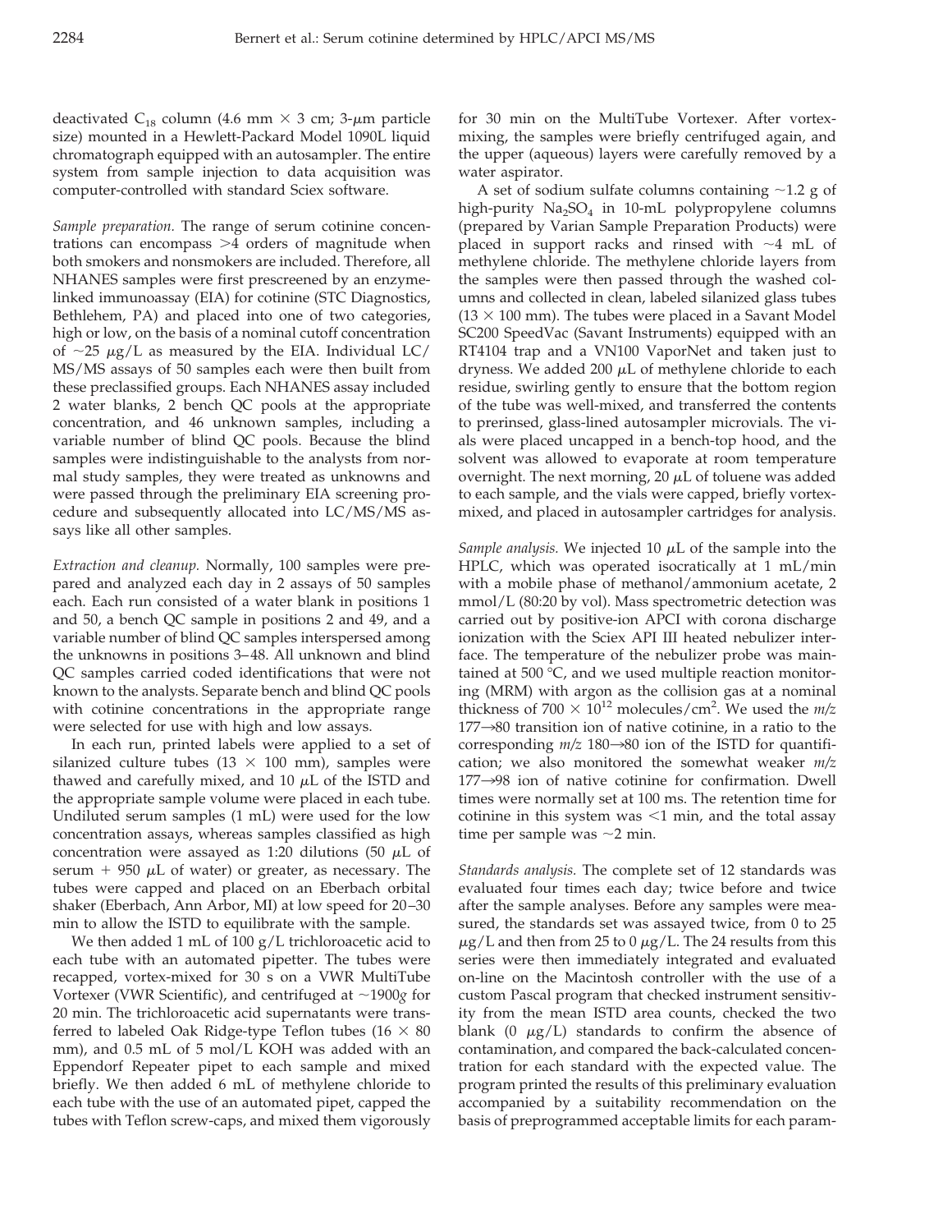deactivated $C_{18}$ column (4.6 mm × 3 cm; 3-μm particle size) mounted in a Hewlett-Packard Model 1090L liquid chromatograph equipped with an autosampler. The entire system from sample injection to data acquisition was computer-controlled with standard Sciex software.

*Sample preparation.* The range of serum cotinine concentrations can encompass >4 orders of magnitude when both smokers and nonsmokers are included. Therefore, all NHANES samples were first prescreened by an enzyme-linked immunoassay (EIA) for cotinine (STC Diagnostics, Bethlehem, PA) and placed into one of two categories, high or low, on the basis of a nominal cutoff concentration of ~25 μg/L as measured by the EIA. Individual LC/MS/MS assays of 50 samples each were then built from these preclassified groups. Each NHANES assay included 2 water blanks, 2 bench QC pools at the appropriate concentration, and 46 unknown samples, including a variable number of blind QC pools. Because the blind samples were indistinguishable to the analysts from normal study samples, they were treated as unknowns and were passed through the preliminary EIA screening procedure and subsequently allocated into LC/MS/MS assays like all other samples.

*Extraction and cleanup.* Normally, 100 samples were prepared and analyzed each day in 2 assays of 50 samples each. Each run consisted of a water blank in positions 1 and 50, a bench QC sample in positions 2 and 49, and a variable number of blind QC samples interspersed among the unknowns in positions 3–48. All unknown and blind QC samples carried coded identifications that were not known to the analysts. Separate bench and blind QC pools with cotinine concentrations in the appropriate range were selected for use with high and low assays.

In each run, printed labels were applied to a set of silanized culture tubes (13 × 100 mm), samples were thawed and carefully mixed, and 10 μL of the ISTD and the appropriate sample volume were placed in each tube. Undiluted serum samples (1 mL) were used for the low concentration assays, whereas samples classified as high concentration were assayed as 1:20 dilutions (50 μL of serum + 950 μL of water) or greater, as necessary. The tubes were capped and placed on an Eberbach orbital shaker (Eberbach, Ann Arbor, MI) at low speed for 20–30 min to allow the ISTD to equilibrate with the sample.

We then added 1 mL of 100 g/L trichloroacetic acid to each tube with an automated pipetter. The tubes were recapped, vortex-mixed for 30 s on a VWR MultiTube Vortexer (VWR Scientific), and centrifuged at ~1900*g* for 20 min. The trichloroacetic acid supernatants were transferred to labeled Oak Ridge-type Teflon tubes (16 × 80 mm), and 0.5 mL of 5 mol/L KOH was added with an Eppendorf Repeater pipet to each sample and mixed briefly. We then added 6 mL of methylene chloride to each tube with the use of an automated pipet, capped the tubes with Teflon screw-caps, and mixed them vigorously for 30 min on the MultiTube Vortexer. After vortex-mixing, the samples were briefly centrifuged again, and the upper (aqueous) layers were carefully removed by a water aspirator.

A set of sodium sulfate columns containing ~1.2 g of high-purity $Na_2SO_4$ in 10-mL polypropylene columns (prepared by Varian Sample Preparation Products) were placed in support racks and rinsed with ~4 mL of methylene chloride. The methylene chloride layers from the samples were then passed through the washed columns and collected in clean, labeled silanized glass tubes (13 × 100 mm). The tubes were placed in a Savant Model SC200 SpeedVac (Savant Instruments) equipped with an RT4104 trap and a VN100 VaporNet and taken just to dryness. We added 200 μL of methylene chloride to each residue, swirling gently to ensure that the bottom region of the tube was well-mixed, and transferred the contents to prerinsed, glass-lined autosampler microvials. The vials were placed uncapped in a bench-top hood, and the solvent was allowed to evaporate at room temperature overnight. The next morning, 20 μL of toluene was added to each sample, and the vials were capped, briefly vortex-mixed, and placed in autosampler cartridges for analysis.

*Sample analysis.* We injected 10 μL of the sample into the HPLC, which was operated isocratically at 1 mL/min with a mobile phase of methanol/ammonium acetate, 2 mmol/L (80:20 by vol). Mass spectrometric detection was carried out by positive-ion APCI with corona discharge ionization with the Sciex API III heated nebulizer interface. The temperature of the nebulizer probe was maintained at 500 °C, and we used multiple reaction monitoring (MRM) with argon as the collision gas at a nominal thickness of $700 \times 10^{12}$ molecules/cm$^2$. We used the *m/z* 177→80 transition ion of native cotinine, in a ratio to the corresponding *m/z* 180→80 ion of the ISTD for quantification; we also monitored the somewhat weaker *m/z* 177→98 ion of native cotinine for confirmation. Dwell times were normally set at 100 ms. The retention time for cotinine in this system was <1 min, and the total assay time per sample was ~2 min.

*Standards analysis.* The complete set of 12 standards was evaluated four times each day; twice before and twice after the sample analyses. Before any samples were measured, the standards set was assayed twice, from 0 to 25 μg/L and then from 25 to 0 μg/L. The 24 results from this series were then immediately integrated and evaluated on-line on the Macintosh controller with the use of a custom Pascal program that checked instrument sensitivity from the mean ISTD area counts, checked the two blank (0 μg/L) standards to confirm the absence of contamination, and compared the back-calculated concentration for each standard with the expected value. The program printed the results of this preliminary evaluation accompanied by a suitability recommendation on the basis of preprogrammed acceptable limits for each param-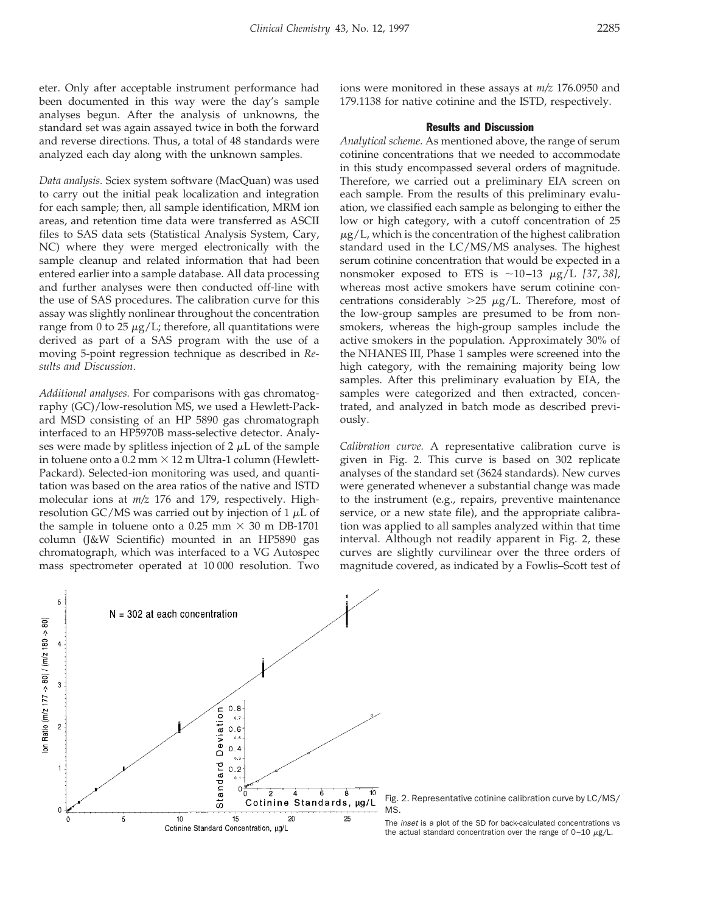eter. Only after acceptable instrument performance had been documented in this way were the day's sample analyses begun. After the analysis of unknowns, the standard set was again assayed twice in both the forward and reverse directions. Thus, a total of 48 standards were analyzed each day along with the unknown samples.

*Data analysis.* Sciex system software (MacQuan) was used to carry out the initial peak localization and integration for each sample; then, all sample identification, MRM ion areas, and retention time data were transferred as ASCII files to SAS data sets (Statistical Analysis System, Cary, NC) where they were merged electronically with the sample cleanup and related information that had been entered earlier into a sample database. All data processing and further analyses were then conducted off-line with the use of SAS procedures. The calibration curve for this assay was slightly nonlinear throughout the concentration range from 0 to 25 μg/L; therefore, all quantitations were derived as part of a SAS program with the use of a moving 5-point regression technique as described in *Results and Discussion*.

*Additional analyses.* For comparisons with gas chromatography (GC)/low-resolution MS, we used a Hewlett-Packard MSD consisting of an HP 5890 gas chromatograph interfaced to an HP5970B mass-selective detector. Analyses were made by splitless injection of 2 μL of the sample in toluene onto a 0.2 mm × 12 m Ultra-1 column (Hewlett-Packard). Selected-ion monitoring was used, and quantitation was based on the area ratios of the native and ISTD molecular ions at *m/z* 176 and 179, respectively. High-resolution GC/MS was carried out by injection of 1 μL of the sample in toluene onto a 0.25 mm × 30 m DB-1701 column (J&W Scientific) mounted in an HP5890 gas chromatograph, which was interfaced to a VG Autospec mass spectrometer operated at 10 000 resolution. Two ions were monitored in these assays at *m/z* 176.0950 and 179.1138 for native cotinine and the ISTD, respectively.

## Results and Discussion

*Analytical scheme.* As mentioned above, the range of serum cotinine concentrations that we needed to accommodate in this study encompassed several orders of magnitude. Therefore, we carried out a preliminary EIA screen on each sample. From the results of this preliminary evaluation, we classified each sample as belonging to either the low or high category, with a cutoff concentration of 25 μg/L, which is the concentration of the highest calibration standard used in the LC/MS/MS analyses. The highest serum cotinine concentration that would be expected in a nonsmoker exposed to ETS is ~10–13 μg/L *[37, 38]*, whereas most active smokers have serum cotinine concentrations considerably >25 μg/L. Therefore, most of the low-group samples are presumed to be from nonsmokers, whereas the high-group samples include the active smokers in the population. Approximately 30% of the NHANES III, Phase 1 samples were screened into the high category, with the remaining majority being low samples. After this preliminary evaluation by EIA, the samples were categorized and then extracted, concentrated, and analyzed in batch mode as described previously.

*Calibration curve.* A representative calibration curve is given in Fig. 2. This curve is based on 302 replicate analyses of the standard set (3624 standards). New curves were generated whenever a substantial change was made to the instrument (e.g., repairs, preventive maintenance service, or a new state file), and the appropriate calibration was applied to all samples analyzed within that time interval. Although not readily apparent in Fig. 2, these curves are slightly curvilinear over the three orders of magnitude covered, as indicated by a Fowlis–Scott test of

Fig. 2. Representative cotinine calibration curve by LC/MS/MS.

The *inset* is a plot of the SD for back-calculated concentrations vs the actual standard concentration over the range of 0–10 μg/L.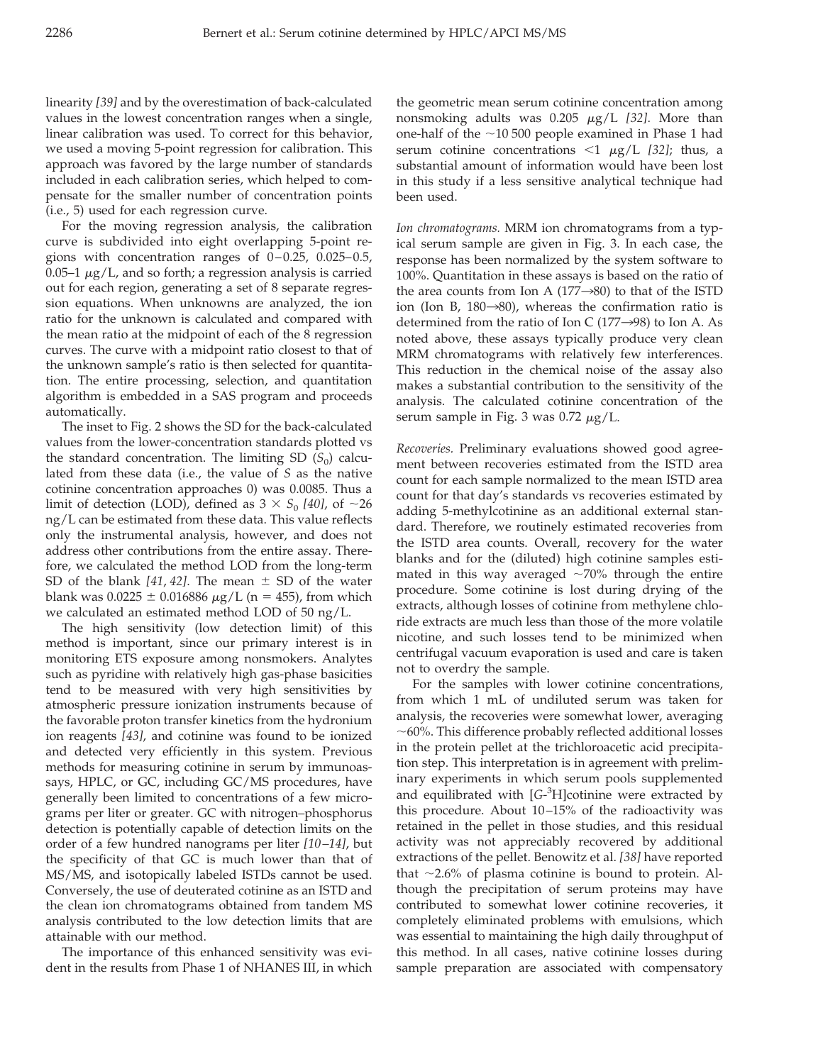linearity [39] and by the overestimation of back-calculated values in the lowest concentration ranges when a single, linear calibration was used. To correct for this behavior, we used a moving 5-point regression for calibration. This approach was favored by the large number of standards included in each calibration series, which helped to compensate for the smaller number of concentration points (i.e., 5) used for each regression curve.

For the moving regression analysis, the calibration curve is subdivided into eight overlapping 5-point regions with concentration ranges of 0–0.25, 0.025–0.5, 0.05–1 μg/L, and so forth; a regression analysis is carried out for each region, generating a set of 8 separate regression equations. When unknowns are analyzed, the ion ratio for the unknown is calculated and compared with the mean ratio at the midpoint of each of the 8 regression curves. The curve with a midpoint ratio closest to that of the unknown sample's ratio is then selected for quantitation. The entire processing, selection, and quantitation algorithm is embedded in a SAS program and proceeds automatically.

The inset to Fig. 2 shows the SD for the back-calculated values from the lower-concentration standards plotted vs the standard concentration. The limiting SD ($S_0$) calculated from these data (i.e., the value of $S$ as the native cotinine concentration approaches 0) was 0.0085. Thus a limit of detection (LOD), defined as $3 \times S_0$ [40], of ~26 ng/L can be estimated from these data. This value reflects only the instrumental analysis, however, and does not address other contributions from the entire assay. Therefore, we calculated the method LOD from the long-term SD of the blank [41, 42]. The mean ± SD of the water blank was 0.0225 ± 0.016886 μg/L (n = 455), from which we calculated an estimated method LOD of 50 ng/L.

The high sensitivity (low detection limit) of this method is important, since our primary interest is in monitoring ETS exposure among nonsmokers. Analytes such as pyridine with relatively high gas-phase basicities tend to be measured with very high sensitivities by atmospheric pressure ionization instruments because of the favorable proton transfer kinetics from the hydronium ion reagents [43], and cotinine was found to be ionized and detected very efficiently in this system. Previous methods for measuring cotinine in serum by immunoassays, HPLC, or GC, including GC/MS procedures, have generally been limited to concentrations of a few micrograms per liter or greater. GC with nitrogen–phosphorus detection is potentially capable of detection limits on the order of a few hundred nanograms per liter [10–14], but the specificity of that GC is much lower than that of MS/MS, and isotopically labeled ISTDs cannot be used. Conversely, the use of deuterated cotinine as an ISTD and the clean ion chromatograms obtained from tandem MS analysis contributed to the low detection limits that are attainable with our method.

The importance of this enhanced sensitivity was evident in the results from Phase 1 of NHANES III, in which the geometric mean serum cotinine concentration among nonsmoking adults was 0.205 μg/L [32]. More than one-half of the ~10 500 people examined in Phase 1 had serum cotinine concentrations <1 μg/L [32]; thus, a substantial amount of information would have been lost in this study if a less sensitive analytical technique had been used.

*Ion chromatograms.* MRM ion chromatograms from a typical serum sample are given in Fig. 3. In each case, the response has been normalized by the system software to 100%. Quantitation in these assays is based on the ratio of the area counts from Ion A (177→80) to that of the ISTD ion (Ion B, 180→80), whereas the confirmation ratio is determined from the ratio of Ion C (177→98) to Ion A. As noted above, these assays typically produce very clean MRM chromatograms with relatively few interferences. This reduction in the chemical noise of the assay also makes a substantial contribution to the sensitivity of the analysis. The calculated cotinine concentration of the serum sample in Fig. 3 was 0.72 μg/L.

*Recoveries.* Preliminary evaluations showed good agreement between recoveries estimated from the ISTD area count for each sample normalized to the mean ISTD area count for that day's standards vs recoveries estimated by adding 5-methylcotinine as an additional external standard. Therefore, we routinely estimated recoveries from the ISTD area counts. Overall, recovery for the water blanks and for the (diluted) high cotinine samples estimated in this way averaged ~70% through the entire procedure. Some cotinine is lost during drying of the extracts, although losses of cotinine from methylene chloride extracts are much less than those of the more volatile nicotine, and such losses tend to be minimized when centrifugal vacuum evaporation is used and care is taken not to overdry the sample.

For the samples with lower cotinine concentrations, from which 1 mL of undiluted serum was taken for analysis, the recoveries were somewhat lower, averaging ~60%. This difference probably reflected additional losses in the protein pellet at the trichloroacetic acid precipitation step. This interpretation is in agreement with preliminary experiments in which serum pools supplemented and equilibrated with [G-$^3$H]cotinine were extracted by this procedure. About 10–15% of the radioactivity was retained in the pellet in those studies, and this residual activity was not appreciably recovered by additional extractions of the pellet. Benowitz et al. [38] have reported that ~2.6% of plasma cotinine is bound to protein. Although the precipitation of serum proteins may have contributed to somewhat lower cotinine recoveries, it completely eliminated problems with emulsions, which was essential to maintaining the high daily throughput of this method. In all cases, native cotinine losses during sample preparation are associated with compensatory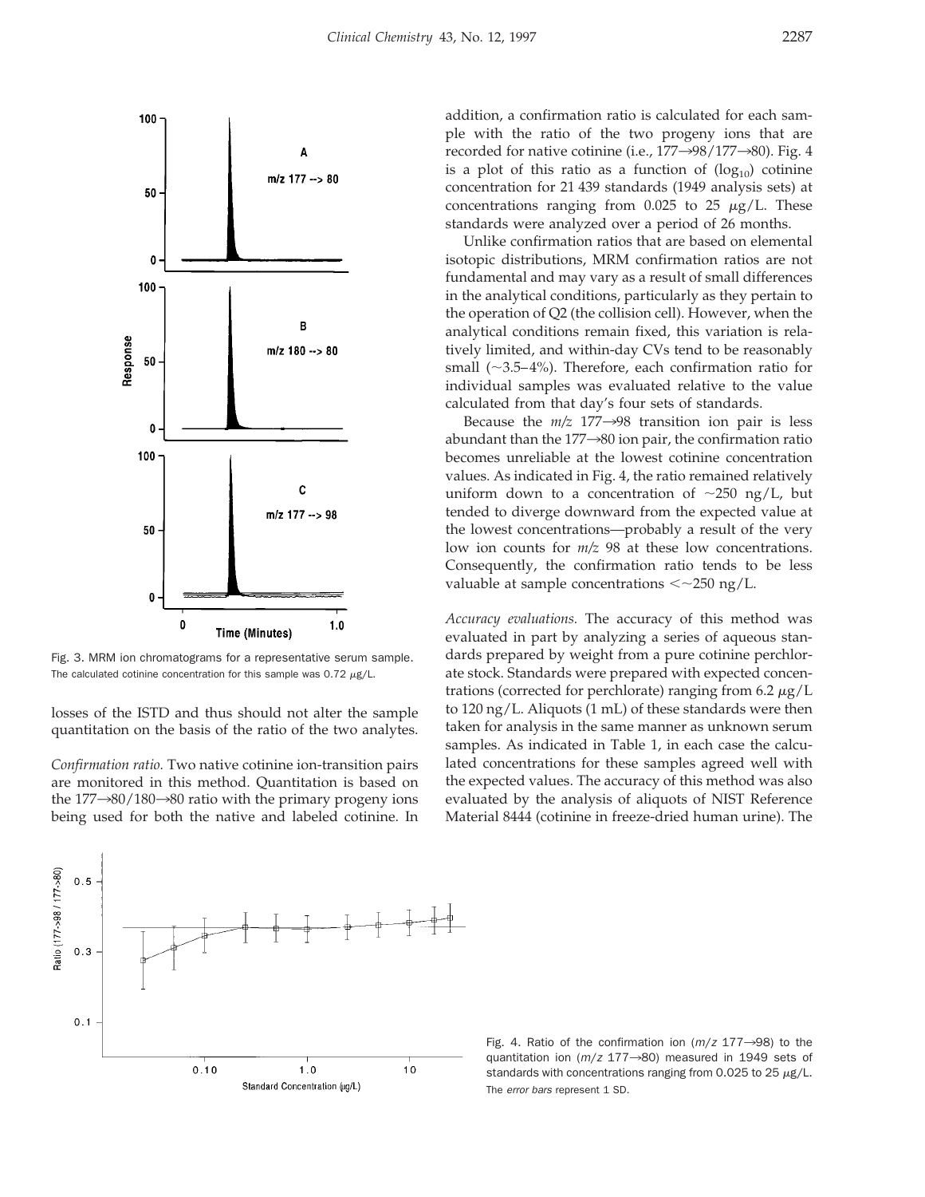Fig. 3. MRM ion chromatograms for a representative serum sample. The calculated cotinine concentration for this sample was 0.72 μg/L.

losses of the ISTD and thus should not alter the sample quantitation on the basis of the ratio of the two analytes.

*Confirmation ratio.* Two native cotinine ion-transition pairs are monitored in this method. Quantitation is based on the 177→80/180→80 ratio with the primary progeny ions being used for both the native and labeled cotinine. In addition, a confirmation ratio is calculated for each sample with the ratio of the two progeny ions that are recorded for native cotinine (i.e., 177→98/177→80). Fig. 4 is a plot of this ratio as a function of ($\log_{10}$) cotinine concentration for 21 439 standards (1949 analysis sets) at concentrations ranging from 0.025 to 25 μg/L. These standards were analyzed over a period of 26 months.

Unlike confirmation ratios that are based on elemental isotopic distributions, MRM confirmation ratios are not fundamental and may vary as a result of small differences in the analytical conditions, particularly as they pertain to the operation of Q2 (the collision cell). However, when the analytical conditions remain fixed, this variation is relatively limited, and within-day CVs tend to be reasonably small (~3.5–4%). Therefore, each confirmation ratio for individual samples was evaluated relative to the value calculated from that day's four sets of standards.

Because the *m/z* 177→98 transition ion pair is less abundant than the 177→80 ion pair, the confirmation ratio becomes unreliable at the lowest cotinine concentration values. As indicated in Fig. 4, the ratio remained relatively uniform down to a concentration of ~250 ng/L, but tended to diverge downward from the expected value at the lowest concentrations—probably a result of the very low ion counts for *m/z* 98 at these low concentrations. Consequently, the confirmation ratio tends to be less valuable at sample concentrations <~250 ng/L.

*Accuracy evaluations.* The accuracy of this method was evaluated in part by analyzing a series of aqueous standards prepared by weight from a pure cotinine perchlorate stock. Standards were prepared with expected concentrations (corrected for perchlorate) ranging from 6.2 μg/L to 120 ng/L. Aliquots (1 mL) of these standards were then taken for analysis in the same manner as unknown serum samples. As indicated in Table 1, in each case the calculated concentrations for these samples agreed well with the expected values. The accuracy of this method was also evaluated by the analysis of aliquots of NIST Reference Material 8444 (cotinine in freeze-dried human urine). The

Fig. 4. Ratio of the confirmation ion (*m/z* 177→98) to the quantitation ion (*m/z* 177→80) measured in 1949 sets of standards with concentrations ranging from 0.025 to 25 μg/L. The *error bars* represent 1 SD.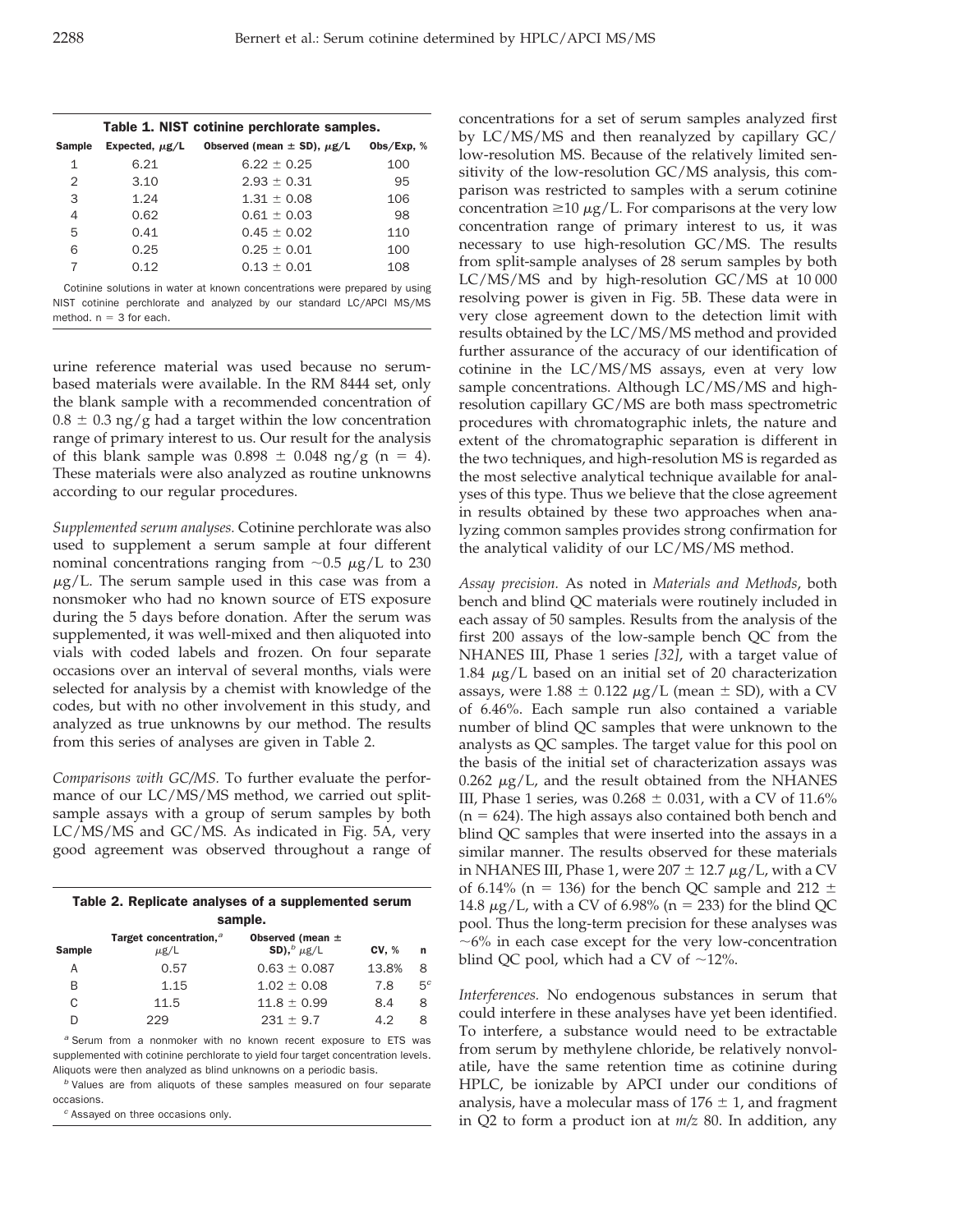**Table 1. NIST cotinine perchlorate samples.**

| Sample | Expected, μg/L | Observed (mean ± SD), μg/L | Obs/Exp, % |
|---|---|---|---|
| 1 | 6.21 | 6.22 ± 0.25 | 100 |
| 2 | 3.10 | 2.93 ± 0.31 | 95 |
| 3 | 1.24 | 1.31 ± 0.08 | 106 |
| 4 | 0.62 | 0.61 ± 0.03 | 98 |
| 5 | 0.41 | 0.45 ± 0.02 | 110 |
| 6 | 0.25 | 0.25 ± 0.01 | 100 |
| 7 | 0.12 | 0.13 ± 0.01 | 108 |

Cotinine solutions in water at known concentrations were prepared by using NIST cotinine perchlorate and analyzed by our standard LC/APCI MS/MS method. n = 3 for each.

urine reference material was used because no serum-based materials were available. In the RM 8444 set, only the blank sample with a recommended concentration of 0.8 ± 0.3 ng/g had a target within the low concentration range of primary interest to us. Our result for the analysis of this blank sample was 0.898 ± 0.048 ng/g (n = 4). These materials were also analyzed as routine unknowns according to our regular procedures.

*Supplemented serum analyses.* Cotinine perchlorate was also used to supplement a serum sample at four different nominal concentrations ranging from ~0.5 μg/L to 230 μg/L. The serum sample used in this case was from a nonsmoker who had no known source of ETS exposure during the 5 days before donation. After the serum was supplemented, it was well-mixed and then aliquoted into vials with coded labels and frozen. On four separate occasions over an interval of several months, vials were selected for analysis by a chemist with knowledge of the codes, but with no other involvement in this study, and analyzed as true unknowns by our method. The results from this series of analyses are given in Table 2.

*Comparisons with GC/MS.* To further evaluate the performance of our LC/MS/MS method, we carried out split-sample assays with a group of serum samples by both LC/MS/MS and GC/MS. As indicated in Fig. 5A, very good agreement was observed throughout a range of

**Table 2. Replicate analyses of a supplemented serum sample.**

| Sample | Target concentration,[a] μg/L | Observed (mean ± SD),[b] μg/L | CV, % | n |
|---|---|---|---|---|
| A | 0.57 | 0.63 ± 0.087 | 13.8% | 8 |
| B | 1.15 | 1.02 ± 0.08 | 7.8 | 5[c] |
| C | 11.5 | 11.8 ± 0.99 | 8.4 | 8 |
| D | 229 | 231 ± 9.7 | 4.2 | 8 |

[a] Serum from a nonmoker with no known recent exposure to ETS was supplemented with cotinine perchlorate to yield four target concentration levels. Aliquots were then analyzed as blind unknowns on a periodic basis.

[b] Values are from aliquots of these samples measured on four separate occasions.

[c] Assayed on three occasions only.

concentrations for a set of serum samples analyzed first by LC/MS/MS and then reanalyzed by capillary GC/low-resolution MS. Because of the relatively limited sensitivity of the low-resolution GC/MS analysis, this comparison was restricted to samples with a serum cotinine concentration ≥10 μg/L. For comparisons at the very low concentration range of primary interest to us, it was necessary to use high-resolution GC/MS. The results from split-sample analyses of 28 serum samples by both LC/MS/MS and by high-resolution GC/MS at 10 000 resolving power is given in Fig. 5B. These data were in very close agreement down to the detection limit with results obtained by the LC/MS/MS method and provided further assurance of the accuracy of our identification of cotinine in the LC/MS/MS assays, even at very low sample concentrations. Although LC/MS/MS and high-resolution capillary GC/MS are both mass spectrometric procedures with chromatographic inlets, the nature and extent of the chromatographic separation is different in the two techniques, and high-resolution MS is regarded as the most selective analytical technique available for analyses of this type. Thus we believe that the close agreement in results obtained by these two approaches when analyzing common samples provides strong confirmation for the analytical validity of our LC/MS/MS method.

*Assay precision.* As noted in *Materials and Methods*, both bench and blind QC materials were routinely included in each assay of 50 samples. Results from the analysis of the first 200 assays of the low-sample bench QC from the NHANES III, Phase 1 series *[32]*, with a target value of 1.84 μg/L based on an initial set of 20 characterization assays, were 1.88 ± 0.122 μg/L (mean ± SD), with a CV of 6.46%. Each sample run also contained a variable number of blind QC samples that were unknown to the analysts as QC samples. The target value for this pool on the basis of the initial set of characterization assays was 0.262 μg/L, and the result obtained from the NHANES III, Phase 1 series, was 0.268 ± 0.031, with a CV of 11.6% (n = 624). The high assays also contained both bench and blind QC samples that were inserted into the assays in a similar manner. The results observed for these materials in NHANES III, Phase 1, were 207 ± 12.7 μg/L, with a CV of 6.14% (n = 136) for the bench QC sample and 212 ± 14.8 μg/L, with a CV of 6.98% (n = 233) for the blind QC pool. Thus the long-term precision for these analyses was ~6% in each case except for the very low-concentration blind QC pool, which had a CV of ~12%.

*Interferences.* No endogenous substances in serum that could interfere in these analyses have yet been identified. To interfere, a substance would need to be extractable from serum by methylene chloride, be relatively nonvolatile, have the same retention time as cotinine during HPLC, be ionizable by APCI under our conditions of analysis, have a molecular mass of 176 ± 1, and fragment in Q2 to form a product ion at *m/z* 80. In addition, any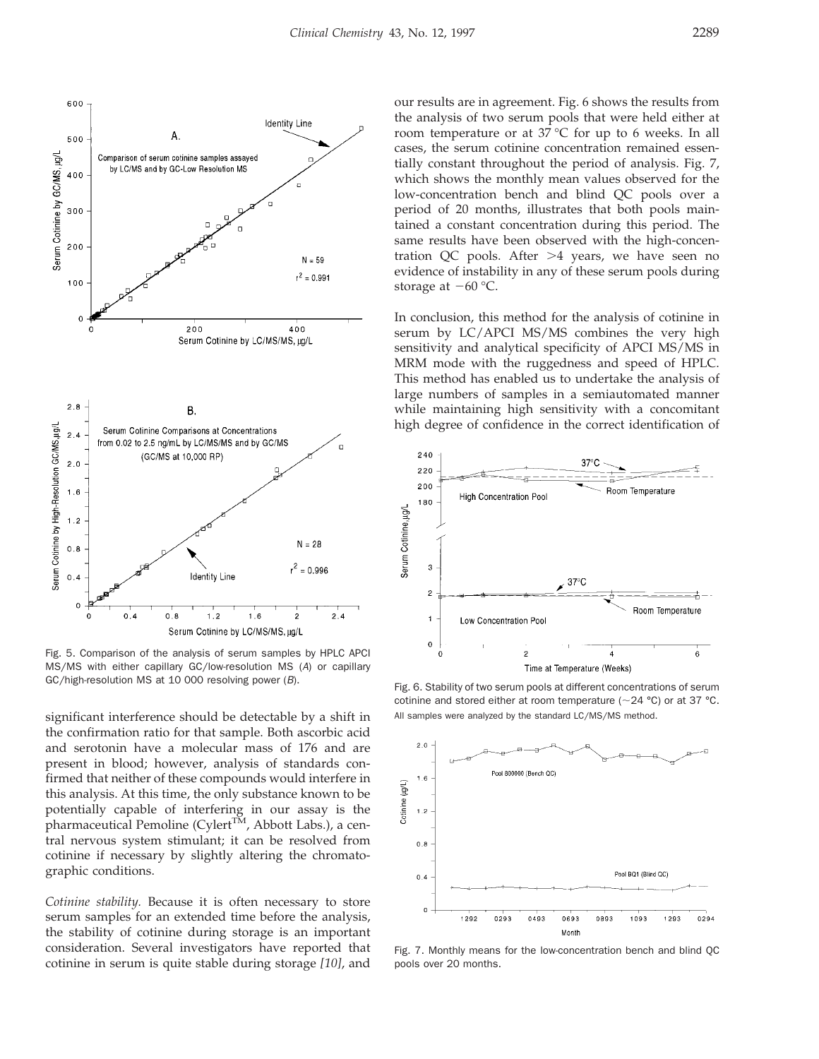significant interference should be detectable by a shift in the confirmation ratio for that sample. Both ascorbic acid and serotonin have a molecular mass of 176 and are present in blood; however, analysis of standards confirmed that neither of these compounds would interfere in this analysis. At this time, the only substance known to be potentially capable of interfering in our assay is the pharmaceutical Pemoline (Cylert™, Abbott Labs.), a central nervous system stimulant; it can be resolved from cotinine if necessary by slightly altering the chromatographic conditions.

*Cotinine stability.* Because it is often necessary to store serum samples for an extended time before the analysis, the stability of cotinine during storage is an important consideration. Several investigators have reported that cotinine in serum is quite stable during storage *[10]*, and our results are in agreement. Fig. 6 shows the results from the analysis of two serum pools that were held either at room temperature or at 37 °C for up to 6 weeks. In all cases, the serum cotinine concentration remained essentially constant throughout the period of analysis. Fig. 7, which shows the monthly mean values observed for the low-concentration bench and blind QC pools over a period of 20 months, illustrates that both pools maintained a constant concentration during this period. The same results have been observed with the high-concentration QC pools. After >4 years, we have seen no evidence of instability in any of these serum pools during storage at −60 °C.

In conclusion, this method for the analysis of cotinine in serum by LC/APCI MS/MS combines the very high sensitivity and analytical specificity of APCI MS/MS in MRM mode with the ruggedness and speed of HPLC. This method has enabled us to undertake the analysis of large numbers of samples in a semiautomated manner while maintaining high sensitivity with a concomitant high degree of confidence in the correct identification of

Fig. 5. Comparison of the analysis of serum samples by HPLC APCI MS/MS with either capillary GC/low-resolution MS (*A*) or capillary GC/high-resolution MS at 10 000 resolving power (*B*).

Fig. 6. Stability of two serum pools at different concentrations of serum cotinine and stored either at room temperature (~24 °C) or at 37 °C. All samples were analyzed by the standard LC/MS/MS method.

Fig. 7. Monthly means for the low-concentration bench and blind QC pools over 20 months.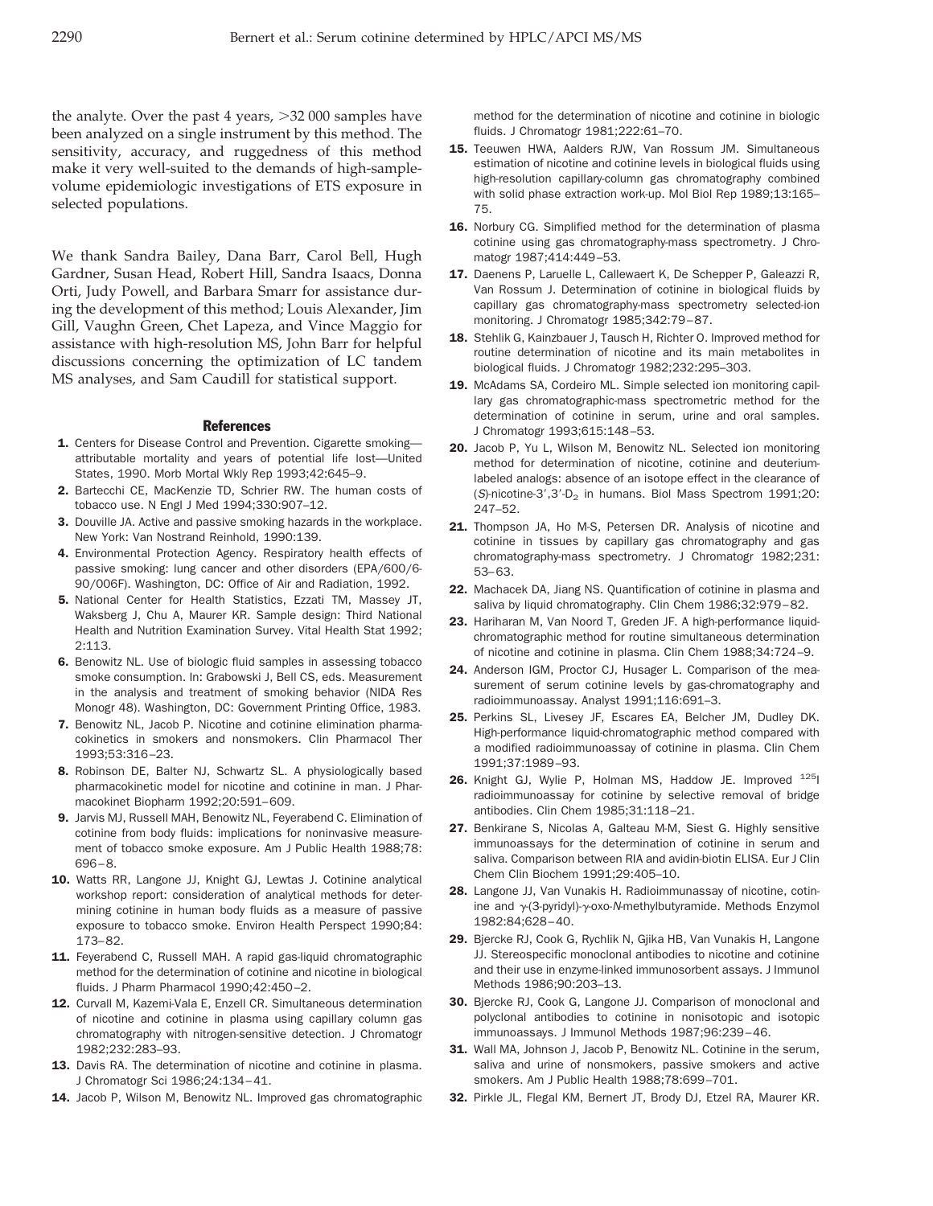the analyte. Over the past 4 years, >32 000 samples have been analyzed on a single instrument by this method. The sensitivity, accuracy, and ruggedness of this method make it very well-suited to the demands of high-sample-volume epidemiologic investigations of ETS exposure in selected populations.

We thank Sandra Bailey, Dana Barr, Carol Bell, Hugh Gardner, Susan Head, Robert Hill, Sandra Isaacs, Donna Orti, Judy Powell, and Barbara Smarr for assistance during the development of this method; Louis Alexander, Jim Gill, Vaughn Green, Chet Lapeza, and Vince Maggio for assistance with high-resolution MS, John Barr for helpful discussions concerning the optimization of LC tandem MS analyses, and Sam Caudill for statistical support.

## References

1. Centers for Disease Control and Prevention. Cigarette smoking—attributable mortality and years of potential life lost—United States, 1990. Morb Mortal Wkly Rep 1993;42:645–9.
2. Bartecchi CE, MacKenzie TD, Schrier RW. The human costs of tobacco use. N Engl J Med 1994;330:907–12.
3. Douville JA. Active and passive smoking hazards in the workplace. New York: Van Nostrand Reinhold, 1990:139.
4. Environmental Protection Agency. Respiratory health effects of passive smoking: lung cancer and other disorders (EPA/600/6-90/006F). Washington, DC: Office of Air and Radiation, 1992.
5. National Center for Health Statistics, Ezzati TM, Massey JT, Waksberg J, Chu A, Maurer KR. Sample design: Third National Health and Nutrition Examination Survey. Vital Health Stat 1992; 2:113.
6. Benowitz NL. Use of biologic fluid samples in assessing tobacco smoke consumption. In: Grabowski J, Bell CS, eds. Measurement in the analysis and treatment of smoking behavior (NIDA Res Monogr 48). Washington, DC: Government Printing Office, 1983.
7. Benowitz NL, Jacob P. Nicotine and cotinine elimination pharmacokinetics in smokers and nonsmokers. Clin Pharmacol Ther 1993;53:316–23.
8. Robinson DE, Balter NJ, Schwartz SL. A physiologically based pharmacokinetic model for nicotine and cotinine in man. J Pharmacokinet Biopharm 1992;20:591–609.
9. Jarvis MJ, Russell MAH, Benowitz NL, Feyerabend C. Elimination of cotinine from body fluids: implications for noninvasive measurement of tobacco smoke exposure. Am J Public Health 1988;78: 696–8.
10. Watts RR, Langone JJ, Knight GJ, Lewtas J. Cotinine analytical workshop report: consideration of analytical methods for determining cotinine in human body fluids as a measure of passive exposure to tobacco smoke. Environ Health Perspect 1990;84: 173–82.
11. Feyerabend C, Russell MAH. A rapid gas-liquid chromatographic method for the determination of cotinine and nicotine in biological fluids. J Pharm Pharmacol 1990;42:450–2.
12. Curvall M, Kazemi-Vala E, Enzell CR. Simultaneous determination of nicotine and cotinine in plasma using capillary column gas chromatography with nitrogen-sensitive detection. J Chromatogr 1982;232:283–93.
13. Davis RA. The determination of nicotine and cotinine in plasma. J Chromatogr Sci 1986;24:134–41.
14. Jacob P, Wilson M, Benowitz NL. Improved gas chromatographic method for the determination of nicotine and cotinine in biologic fluids. J Chromatogr 1981;222:61–70.
15. Teeuwen HWA, Aalders RJW, Van Rossum JM. Simultaneous estimation of nicotine and cotinine levels in biological fluids using high-resolution capillary-column gas chromatography combined with solid phase extraction work-up. Mol Biol Rep 1989;13:165–75.
16. Norbury CG. Simplified method for the determination of plasma cotinine using gas chromatography-mass spectrometry. J Chromatogr 1987;414:449–53.
17. Daenens P, Laruelle L, Callewaert K, De Schepper P, Galeazzi R, Van Rossum J. Determination of cotinine in biological fluids by capillary gas chromatography-mass spectrometry selected-ion monitoring. J Chromatogr 1985;342:79–87.
18. Stehlik G, Kainzbauer J, Tausch H, Richter O. Improved method for routine determination of nicotine and its main metabolites in biological fluids. J Chromatogr 1982;232:295–303.
19. McAdams SA, Cordeiro ML. Simple selected ion monitoring capillary gas chromatographic-mass spectrometric method for the determination of cotinine in serum, urine and oral samples. J Chromatogr 1993;615:148–53.
20. Jacob P, Yu L, Wilson M, Benowitz NL. Selected ion monitoring method for determination of nicotine, cotinine and deuterium-labeled analogs: absence of an isotope effect in the clearance of (*S*)-nicotine-3′,3′-$D_2$ in humans. Biol Mass Spectrom 1991;20: 247–52.
21. Thompson JA, Ho M-S, Petersen DR. Analysis of nicotine and cotinine in tissues by capillary gas chromatography and gas chromatography-mass spectrometry. J Chromatogr 1982;231: 53–63.
22. Machacek DA, Jiang NS. Quantification of cotinine in plasma and saliva by liquid chromatography. Clin Chem 1986;32:979–82.
23. Hariharan M, Van Noord T, Greden JF. A high-performance liquid-chromatographic method for routine simultaneous determination of nicotine and cotinine in plasma. Clin Chem 1988;34:724–9.
24. Anderson IGM, Proctor CJ, Husager L. Comparison of the measurement of serum cotinine levels by gas-chromatography and radioimmunoassay. Analyst 1991;116:691–3.
25. Perkins SL, Livesey JF, Escares EA, Belcher JM, Dudley DK. High-performance liquid-chromatographic method compared with a modified radioimmunoassay of cotinine in plasma. Clin Chem 1991;37:1989–93.
26. Knight GJ, Wylie P, Holman MS, Haddow JE. Improved $^{125}I$ radioimmunoassay for cotinine by selective removal of bridge antibodies. Clin Chem 1985;31:118–21.
27. Benkirane S, Nicolas A, Galteau M-M, Siest G. Highly sensitive immunoassays for the determination of cotinine in serum and saliva. Comparison between RIA and avidin-biotin ELISA. Eur J Clin Chem Clin Biochem 1991;29:405–10.
28. Langone JJ, Van Vunakis H. Radioimmunassay of nicotine, cotinine and γ-(3-pyridyl)-γ-oxo-*N*-methylbutyramide. Methods Enzymol 1982:84;628–40.
29. Bjercke RJ, Cook G, Rychlik N, Gjika HB, Van Vunakis H, Langone JJ. Stereospecific monoclonal antibodies to nicotine and cotinine and their use in enzyme-linked immunosorbent assays. J Immunol Methods 1986;90:203–13.
30. Bjercke RJ, Cook G, Langone JJ. Comparison of monoclonal and polyclonal antibodies to cotinine in nonisotopic and isotopic immunoassays. J Immunol Methods 1987;96:239–46.
31. Wall MA, Johnson J, Jacob P, Benowitz NL. Cotinine in the serum, saliva and urine of nonsmokers, passive smokers and active smokers. Am J Public Health 1988;78:699–701.
32. Pirkle JL, Flegal KM, Bernert JT, Brody DJ, Etzel RA, Maurer KR.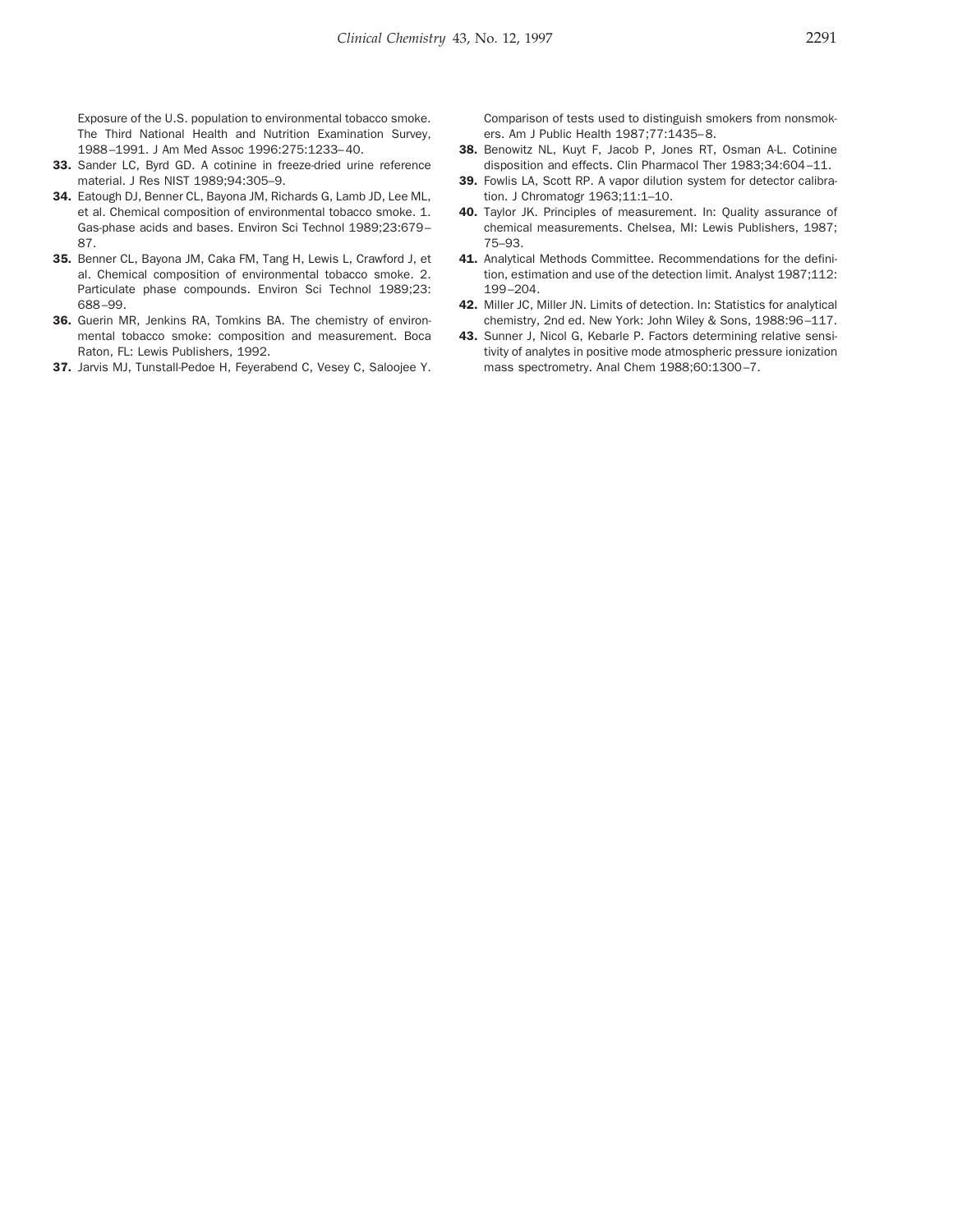Exposure of the U.S. population to environmental tobacco smoke. The Third National Health and Nutrition Examination Survey, 1988–1991. J Am Med Assoc 1996:275:1233–40.

**33.** Sander LC, Byrd GD. A cotinine in freeze-dried urine reference material. J Res NIST 1989;94:305–9.

**34.** Eatough DJ, Benner CL, Bayona JM, Richards G, Lamb JD, Lee ML, et al. Chemical composition of environmental tobacco smoke. 1. Gas-phase acids and bases. Environ Sci Technol 1989;23:679–87.

**35.** Benner CL, Bayona JM, Caka FM, Tang H, Lewis L, Crawford J, et al. Chemical composition of environmental tobacco smoke. 2. Particulate phase compounds. Environ Sci Technol 1989;23: 688–99.

**36.** Guerin MR, Jenkins RA, Tomkins BA. The chemistry of environmental tobacco smoke: composition and measurement. Boca Raton, FL: Lewis Publishers, 1992.

**37.** Jarvis MJ, Tunstall-Pedoe H, Feyerabend C, Vesey C, Saloojee Y. Comparison of tests used to distinguish smokers from nonsmokers. Am J Public Health 1987;77:1435–8.

**38.** Benowitz NL, Kuyt F, Jacob P, Jones RT, Osman A-L. Cotinine disposition and effects. Clin Pharmacol Ther 1983;34:604–11.

**39.** Fowlis LA, Scott RP. A vapor dilution system for detector calibration. J Chromatogr 1963;11:1–10.

**40.** Taylor JK. Principles of measurement. In: Quality assurance of chemical measurements. Chelsea, MI: Lewis Publishers, 1987; 75–93.

**41.** Analytical Methods Committee. Recommendations for the definition, estimation and use of the detection limit. Analyst 1987;112: 199–204.

**42.** Miller JC, Miller JN. Limits of detection. In: Statistics for analytical chemistry, 2nd ed. New York: John Wiley & Sons, 1988:96–117.

**43.** Sunner J, Nicol G, Kebarle P. Factors determining relative sensitivity of analytes in positive mode atmospheric pressure ionization mass spectrometry. Anal Chem 1988;60:1300–7.